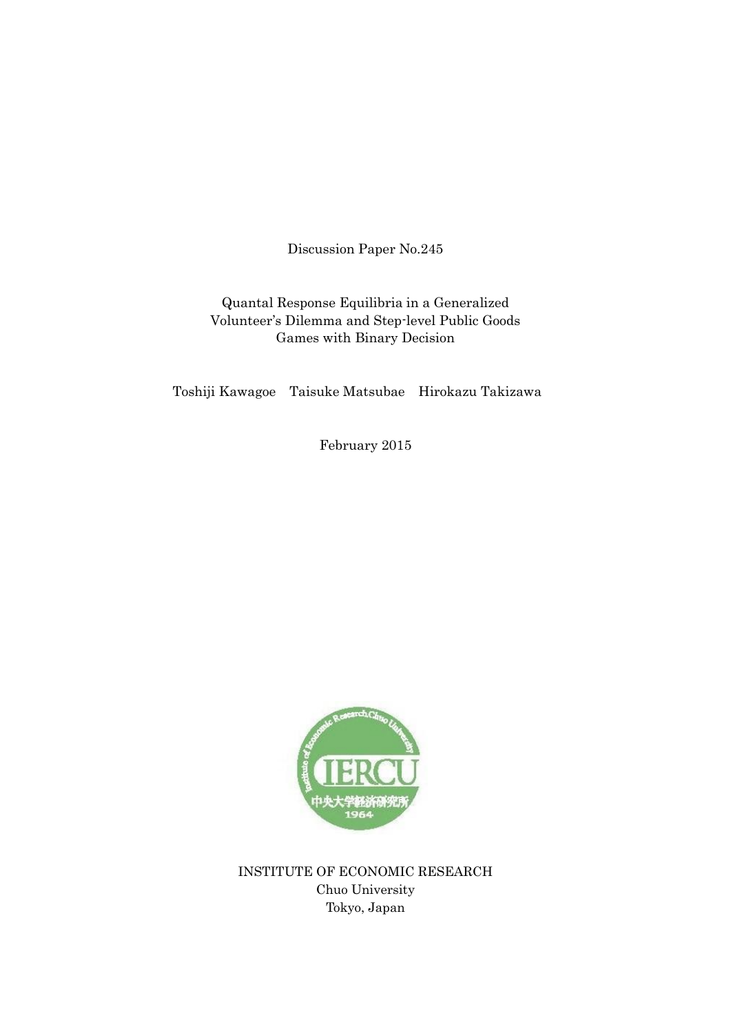Discussion Paper No.245

# Quantal Response Equilibria in a Generalized Volunteer's Dilemma and Step-level Public Goods Games with Binary Decision

Toshiji Kawagoe　Taisuke Matsubae　Hirokazu Takizawa

February 2015

INSTITUTE OF ECONOMIC RESEARCH
Chuo University
Tokyo, Japan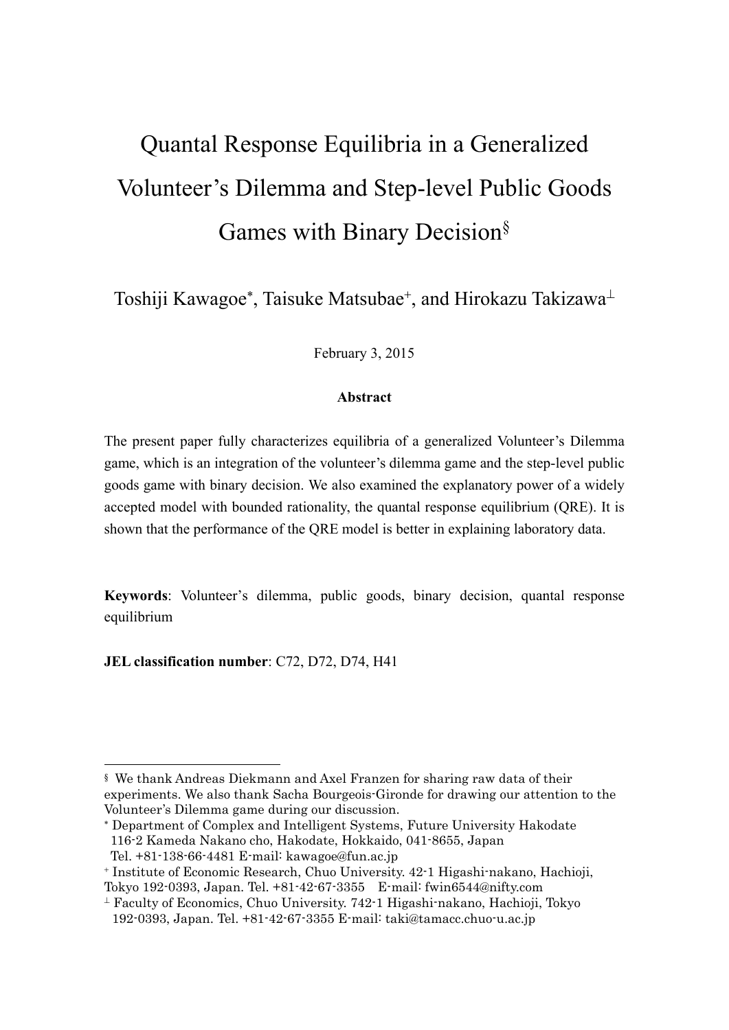# Quantal Response Equilibria in a Generalized Volunteer's Dilemma and Step-level Public Goods Games with Binary Decision[§]

Toshiji Kawagoe[*], Taisuke Matsubae[+], and Hirokazu Takizawa[⊥]

February 3, 2015

**Abstract**

The present paper fully characterizes equilibria of a generalized Volunteer's Dilemma game, which is an integration of the volunteer's dilemma game and the step-level public goods game with binary decision. We also examined the explanatory power of a widely accepted model with bounded rationality, the quantal response equilibrium (QRE). It is shown that the performance of the QRE model is better in explaining laboratory data.

**Keywords**: Volunteer's dilemma, public goods, binary decision, quantal response equilibrium

**JEL classification number**: C72, D72, D74, H41

---

§ We thank Andreas Diekmann and Axel Franzen for sharing raw data of their experiments. We also thank Sacha Bourgeois-Gironde for drawing our attention to the Volunteer's Dilemma game during our discussion.

\* Department of Complex and Intelligent Systems, Future University Hakodate 116-2 Kameda Nakano cho, Hakodate, Hokkaido, 041-8655, Japan Tel. +81-138-66-4481 E-mail: kawagoe@fun.ac.jp

\+ Institute of Economic Research, Chuo University. 42-1 Higashi-nakano, Hachioji, Tokyo 192-0393, Japan. Tel. +81-42-67-3355 E-mail: fwin6544@nifty.com

⊥ Faculty of Economics, Chuo University. 742-1 Higashi-nakano, Hachioji, Tokyo 192-0393, Japan. Tel. +81-42-67-3355 E-mail: taki@tamacc.chuo-u.ac.jp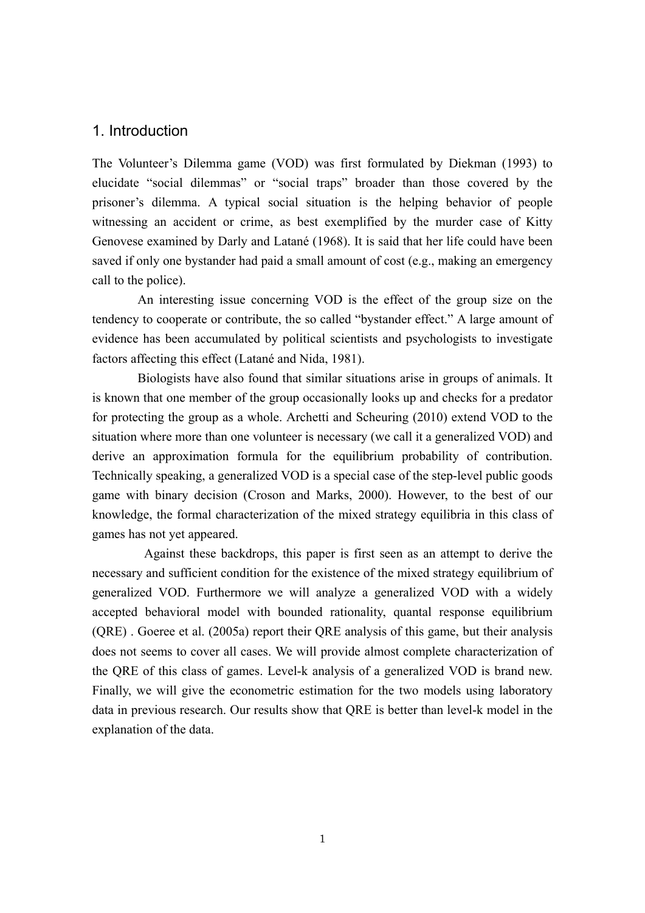## 1. Introduction

The Volunteer's Dilemma game (VOD) was first formulated by Diekman (1993) to elucidate "social dilemmas" or "social traps" broader than those covered by the prisoner's dilemma. A typical social situation is the helping behavior of people witnessing an accident or crime, as best exemplified by the murder case of Kitty Genovese examined by Darly and Latané (1968). It is said that her life could have been saved if only one bystander had paid a small amount of cost (e.g., making an emergency call to the police).

An interesting issue concerning VOD is the effect of the group size on the tendency to cooperate or contribute, the so called "bystander effect." A large amount of evidence has been accumulated by political scientists and psychologists to investigate factors affecting this effect (Latané and Nida, 1981).

Biologists have also found that similar situations arise in groups of animals. It is known that one member of the group occasionally looks up and checks for a predator for protecting the group as a whole. Archetti and Scheuring (2010) extend VOD to the situation where more than one volunteer is necessary (we call it a generalized VOD) and derive an approximation formula for the equilibrium probability of contribution. Technically speaking, a generalized VOD is a special case of the step-level public goods game with binary decision (Croson and Marks, 2000). However, to the best of our knowledge, the formal characterization of the mixed strategy equilibria in this class of games has not yet appeared.

Against these backdrops, this paper is first seen as an attempt to derive the necessary and sufficient condition for the existence of the mixed strategy equilibrium of generalized VOD. Furthermore we will analyze a generalized VOD with a widely accepted behavioral model with bounded rationality, quantal response equilibrium (QRE) . Goeree et al. (2005a) report their QRE analysis of this game, but their analysis does not seems to cover all cases. We will provide almost complete characterization of the QRE of this class of games. Level-k analysis of a generalized VOD is brand new. Finally, we will give the econometric estimation for the two models using laboratory data in previous research. Our results show that QRE is better than level-k model in the explanation of the data.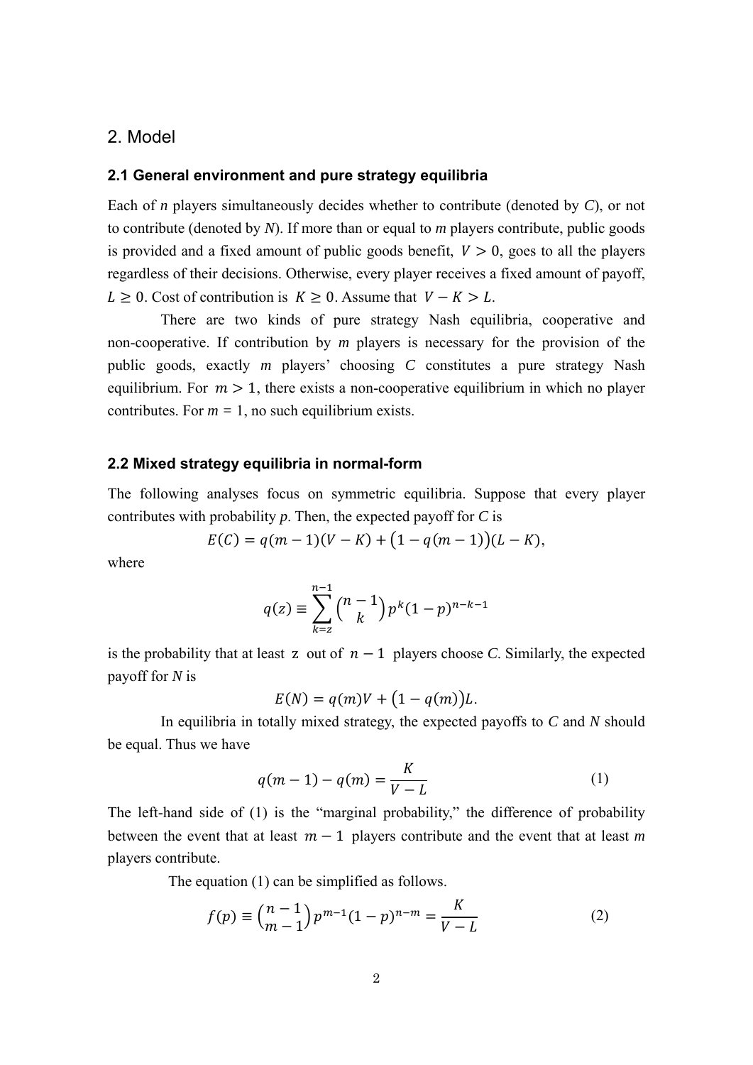## 2. Model

### 2.1 General environment and pure strategy equilibria

Each of $n$ players simultaneously decides whether to contribute (denoted by $C$), or not to contribute (denoted by $N$). If more than or equal to $m$ players contribute, public goods is provided and a fixed amount of public goods benefit, $V > 0$, goes to all the players regardless of their decisions. Otherwise, every player receives a fixed amount of payoff, $L \geq 0$. Cost of contribution is $K \geq 0$. Assume that $V - K > L$.

There are two kinds of pure strategy Nash equilibria, cooperative and non-cooperative. If contribution by $m$ players is necessary for the provision of the public goods, exactly $m$ players' choosing $C$ constitutes a pure strategy Nash equilibrium. For $m > 1$, there exists a non-cooperative equilibrium in which no player contributes. For $m = 1$, no such equilibrium exists.

### 2.2 Mixed strategy equilibria in normal-form

The following analyses focus on symmetric equilibria. Suppose that every player contributes with probability $p$. Then, the expected payoff for $C$ is

$$E(C) = q(m-1)(V-K) + \big(1 - q(m-1)\big)(L-K),$$

where

$$q(z) \equiv \sum_{k=z}^{n-1} \binom{n-1}{k} p^k (1-p)^{n-k-1}$$

is the probability that at least $z$ out of $n-1$ players choose $C$. Similarly, the expected payoff for $N$ is

$$E(N) = q(m)V + \big(1 - q(m)\big)L.$$

In equilibria in totally mixed strategy, the expected payoffs to $C$ and $N$ should be equal. Thus we have

$$q(m-1) - q(m) = \frac{K}{V-L} \tag{1}$$

The left-hand side of (1) is the "marginal probability," the difference of probability between the event that at least $m-1$ players contribute and the event that at least $m$ players contribute.

The equation (1) can be simplified as follows.

$$f(p) \equiv \binom{n-1}{m-1} p^{m-1}(1-p)^{n-m} = \frac{K}{V-L} \tag{2}$$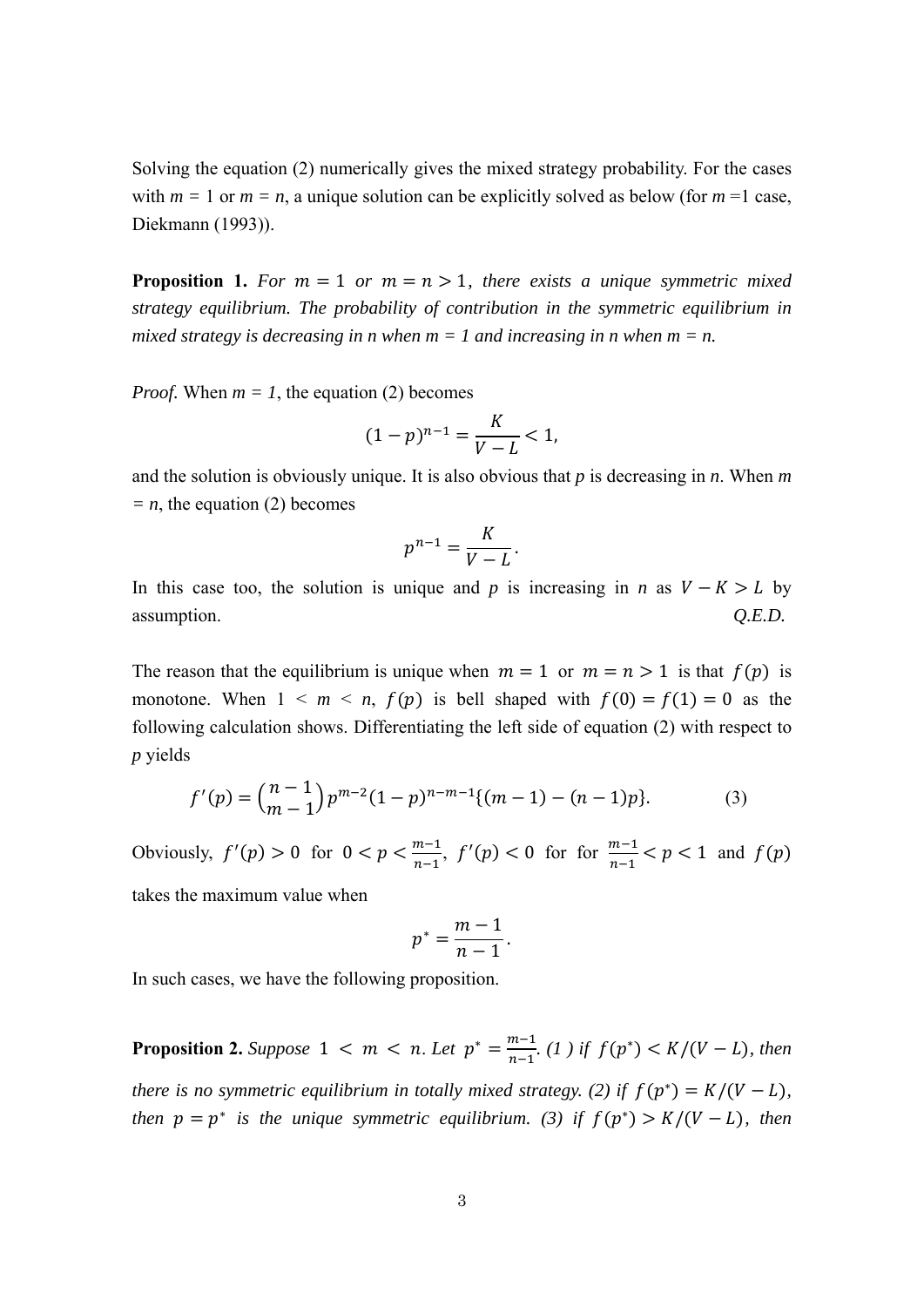Solving the equation (2) numerically gives the mixed strategy probability. For the cases with $m$ = 1 or $m$ = $n$, a unique solution can be explicitly solved as below (for $m$ =1 case, Diekmann (1993)).

**Proposition 1.** *For $m = 1$ or $m = n > 1$, there exists a unique symmetric mixed strategy equilibrium. The probability of contribution in the symmetric equilibrium in mixed strategy is decreasing in n when m = 1 and increasing in n when m = n.*

*Proof.* When $m = 1$, the equation (2) becomes

$$(1-p)^{n-1} = \frac{K}{V-L} < 1,$$

and the solution is obviously unique. It is also obvious that $p$ is decreasing in $n$. When $m$ = $n$, the equation (2) becomes

$$p^{n-1} = \frac{K}{V-L}.$$

In this case too, the solution is unique and $p$ is increasing in $n$ as $V - K > L$ by assumption. *Q.E.D.*

The reason that the equilibrium is unique when $m = 1$ or $m = n > 1$ is that $f(p)$ is monotone. When $1 < m < n$, $f(p)$ is bell shaped with $f(0) = f(1) = 0$ as the following calculation shows. Differentiating the left side of equation (2) with respect to $p$ yields

$$f'(p) = \binom{n-1}{m-1} p^{m-2}(1-p)^{n-m-1}\{(m-1)-(n-1)p\}. \qquad (3)$$

Obviously, $f'(p) > 0$ for $0 < p < \frac{m-1}{n-1}$, $f'(p) < 0$ for for $\frac{m-1}{n-1} < p < 1$ and $f(p)$ takes the maximum value when

$$p^* = \frac{m-1}{n-1}.$$

In such cases, we have the following proposition.

**Proposition 2.** *Suppose $1 < m < n$. Let $p^* = \frac{m-1}{n-1}$. (1 ) if $f(p^*) < K/(V-L)$, then there is no symmetric equilibrium in totally mixed strategy. (2) if $f(p^*) = K/(V-L)$, then $p = p^*$ is the unique symmetric equilibrium. (3) if $f(p^*) > K/(V-L)$, then*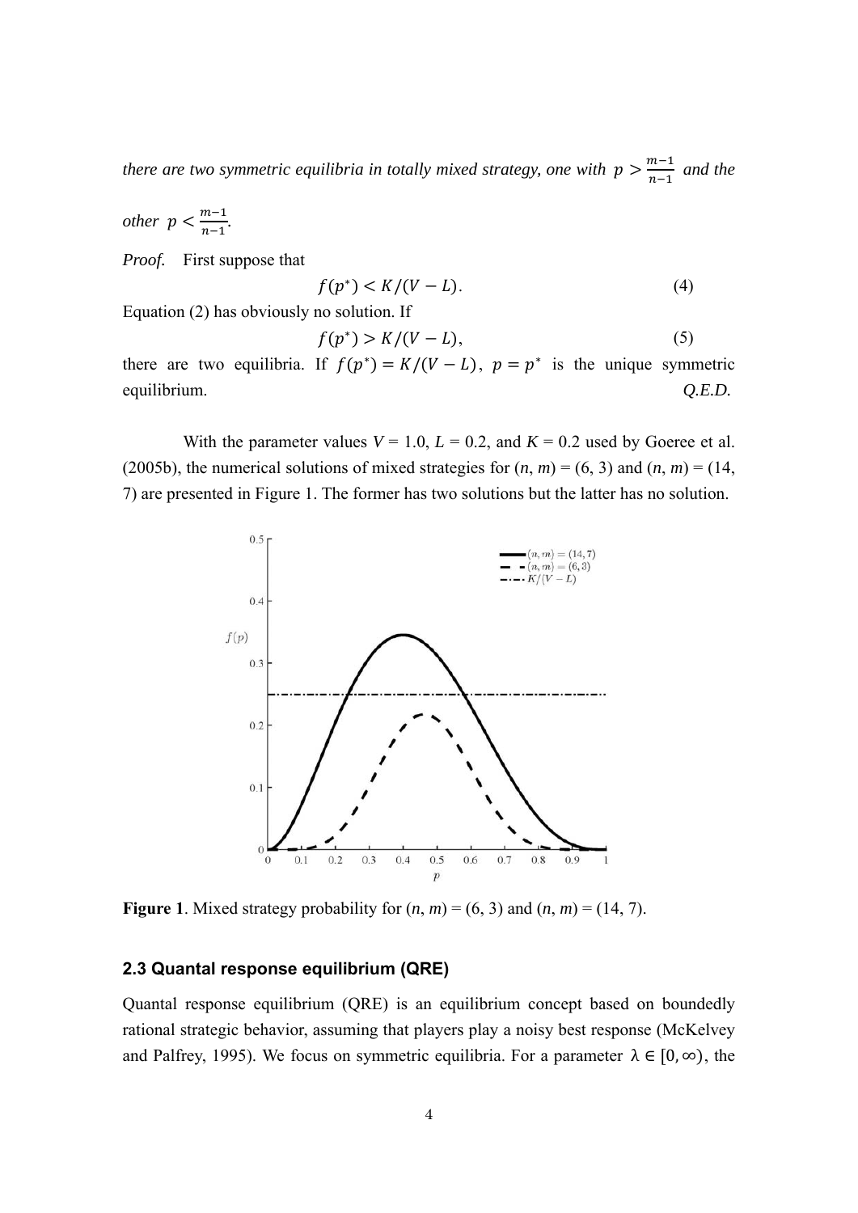*there are two symmetric equilibria in totally mixed strategy, one with* $p > \frac{m-1}{n-1}$ *and the other* $p < \frac{m-1}{n-1}$.

*Proof.* First suppose that

$$f(p^*) < K/(V-L). \tag{4}$$

Equation (2) has obviously no solution. If

$$f(p^*) > K/(V-L), \tag{5}$$

there are two equilibria. If $f(p^*) = K/(V-L)$, $p = p^*$ is the unique symmetric equilibrium. *Q.E.D.*

With the parameter values $V = 1.0$, $L = 0.2$, and $K = 0.2$ used by Goeree et al. (2005b), the numerical solutions of mixed strategies for $(n, m) = (6, 3)$ and $(n, m) = (14, 7)$ are presented in Figure 1. The former has two solutions but the latter has no solution.

**Figure 1**. Mixed strategy probability for $(n, m) = (6, 3)$ and $(n, m) = (14, 7)$.

### 2.3 Quantal response equilibrium (QRE)

Quantal response equilibrium (QRE) is an equilibrium concept based on boundedly rational strategic behavior, assuming that players play a noisy best response (McKelvey and Palfrey, 1995). We focus on symmetric equilibria. For a parameter $\lambda \in [0, \infty)$, the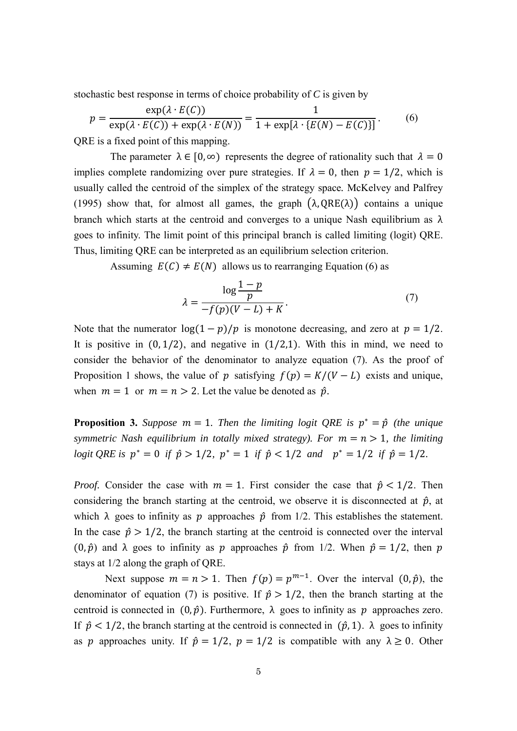stochastic best response in terms of choice probability of *C* is given by

$$p = \frac{\exp(\lambda \cdot E(C))}{\exp(\lambda \cdot E(C)) + \exp(\lambda \cdot E(N))} = \frac{1}{1 + \exp[\lambda \cdot \{E(N) - E(C)\}]}. \tag{6}$$

QRE is a fixed point of this mapping.

The parameter $\lambda \in [0, \infty)$ represents the degree of rationality such that $\lambda = 0$ implies complete randomizing over pure strategies. If $\lambda = 0$, then $p = 1/2$, which is usually called the centroid of the simplex of the strategy space. McKelvey and Palfrey (1995) show that, for almost all games, the graph $(\lambda, \mathrm{QRE}(\lambda))$ contains a unique branch which starts at the centroid and converges to a unique Nash equilibrium as $\lambda$ goes to infinity. The limit point of this principal branch is called limiting (logit) QRE. Thus, limiting QRE can be interpreted as an equilibrium selection criterion.

Assuming $E(C) \neq E(N)$ allows us to rearranging Equation (6) as

$$\lambda = \frac{\log \dfrac{1-p}{p}}{-f(p)(V-L) + K}. \tag{7}$$

Note that the numerator $\log(1-p)/p$ is monotone decreasing, and zero at $p = 1/2$. It is positive in $(0, 1/2)$, and negative in $(1/2, 1)$. With this in mind, we need to consider the behavior of the denominator to analyze equation (7). As the proof of Proposition 1 shows, the value of $p$ satisfying $f(p) = K/(V-L)$ exists and unique, when $m = 1$ or $m = n > 2$. Let the value be denoted as $\hat{p}$.

**Proposition 3.** *Suppose $m = 1$. Then the limiting logit QRE is $p^* = \hat{p}$ (the unique symmetric Nash equilibrium in totally mixed strategy). For $m = n > 1$, the limiting logit QRE is $p^* = 0$ if $\hat{p} > 1/2$, $p^* = 1$ if $\hat{p} < 1/2$ and $p^* = 1/2$ if $\hat{p} = 1/2$.*

*Proof.* Consider the case with $m = 1$. First consider the case that $\hat{p} < 1/2$. Then considering the branch starting at the centroid, we observe it is disconnected at $\hat{p}$, at which $\lambda$ goes to infinity as $p$ approaches $\hat{p}$ from 1/2. This establishes the statement. In the case $\hat{p} > 1/2$, the branch starting at the centroid is connected over the interval $(0, \hat{p})$ and $\lambda$ goes to infinity as $p$ approaches $\hat{p}$ from 1/2. When $\hat{p} = 1/2$, then $p$ stays at 1/2 along the graph of QRE.

Next suppose $m = n > 1$. Then $f(p) = p^{m-1}$. Over the interval $(0, \hat{p})$, the denominator of equation (7) is positive. If $\hat{p} > 1/2$, then the branch starting at the centroid is connected in $(0, \hat{p})$. Furthermore, $\lambda$ goes to infinity as $p$ approaches zero. If $\hat{p} < 1/2$, the branch starting at the centroid is connected in $(\hat{p}, 1)$. $\lambda$ goes to infinity as $p$ approaches unity. If $\hat{p} = 1/2$, $p = 1/2$ is compatible with any $\lambda \geq 0$. Other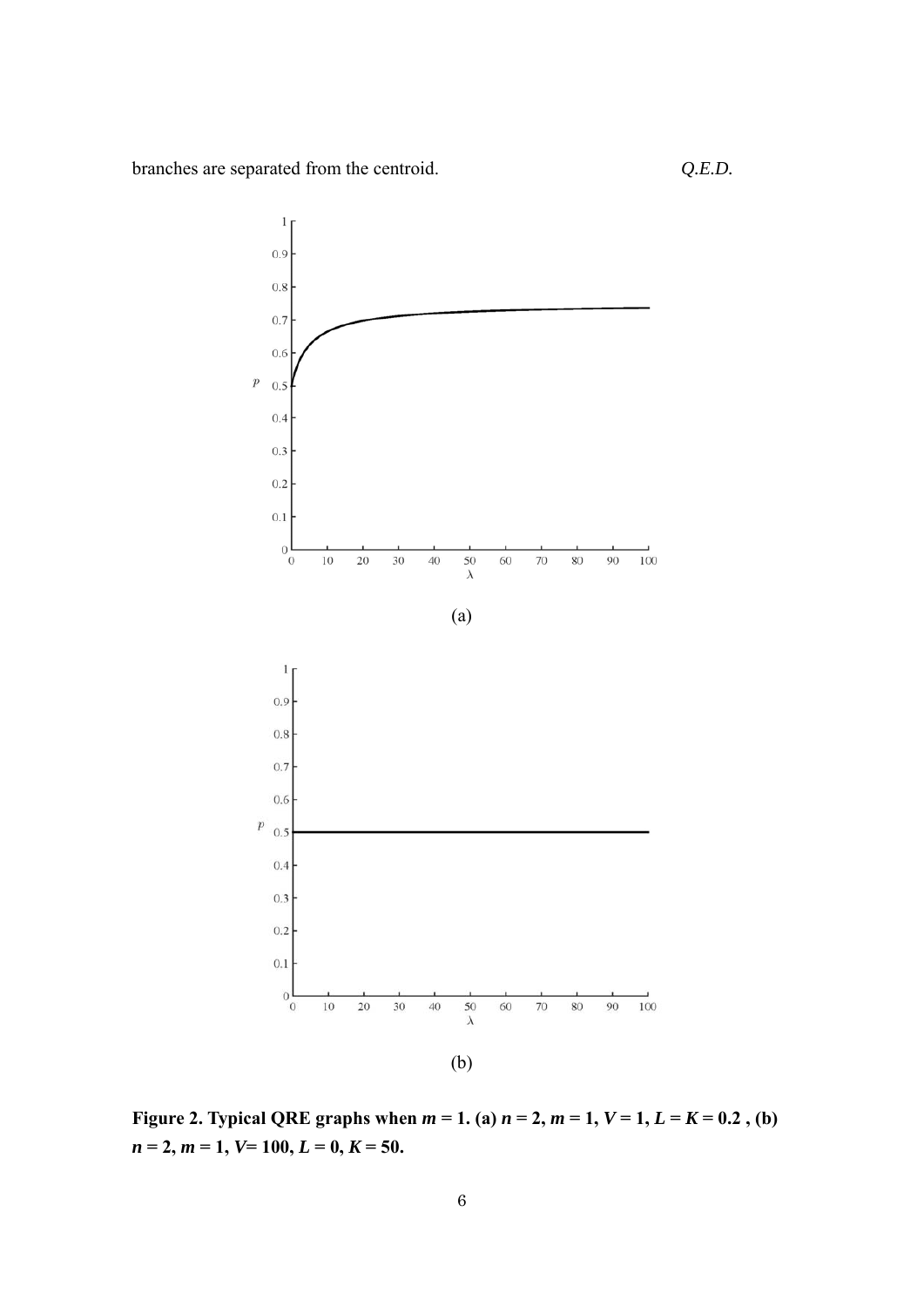branches are separated from the centroid. *Q.E.D.*

(a)

(b)

**Figure 2. Typical QRE graphs when $m$ = 1. (a) $n$ = 2, $m$ = 1, $V$ = 1, $L$ = $K$ = 0.2 , (b) $n$ = 2, $m$ = 1, $V$= 100, $L$ = 0, $K$ = 50.**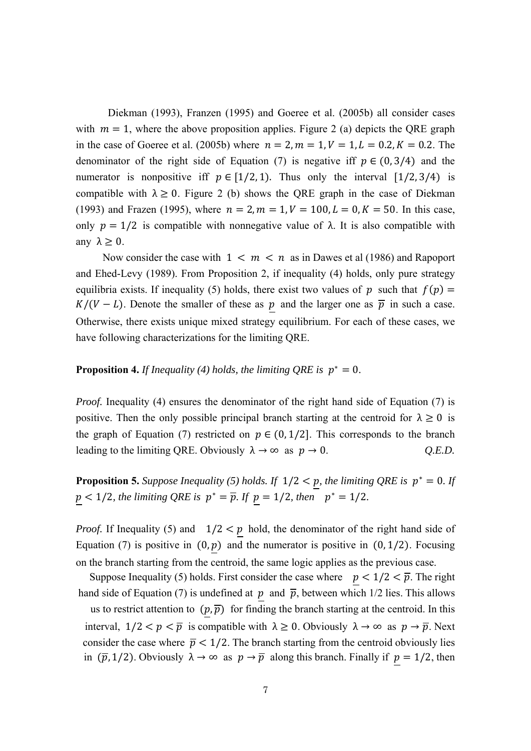Diekman (1993), Franzen (1995) and Goeree et al. (2005b) all consider cases with $m = 1$, where the above proposition applies. Figure 2 (a) depicts the QRE graph in the case of Goeree et al. (2005b) where $n = 2, m = 1, V = 1, L = 0.2, K = 0.2$. The denominator of the right side of Equation (7) is negative iff $p \in (0, 3/4)$ and the numerator is nonpositive iff $p \in [1/2, 1)$. Thus only the interval $[1/2, 3/4)$ is compatible with $\lambda \geq 0$. Figure 2 (b) shows the QRE graph in the case of Diekman (1993) and Frazen (1995), where $n = 2, m = 1, V = 100, L = 0, K = 50$. In this case, only $p = 1/2$ is compatible with nonnegative value of $\lambda$. It is also compatible with any $\lambda \geq 0$.

Now consider the case with $1 < m < n$ as in Dawes et al (1986) and Rapoport and Ehed-Levy (1989). From Proposition 2, if inequality (4) holds, only pure strategy equilibria exists. If inequality (5) holds, there exist two values of $p$ such that $f(p) = K/(V - L)$. Denote the smaller of these as $\underline{p}$ and the larger one as $\overline{p}$ in such a case. Otherwise, there exists unique mixed strategy equilibrium. For each of these cases, we have following characterizations for the limiting QRE.

**Proposition 4.** *If Inequality (4) holds, the limiting QRE is* $p^* = 0$.

*Proof.* Inequality (4) ensures the denominator of the right hand side of Equation (7) is positive. Then the only possible principal branch starting at the centroid for $\lambda \geq 0$ is the graph of Equation (7) restricted on $p \in (0, 1/2]$. This corresponds to the branch leading to the limiting QRE. Obviously $\lambda \to \infty$ as $p \to 0$. *Q.E.D.*

**Proposition 5.** *Suppose Inequality (5) holds. If* $1/2 < \underline{p}$*, the limiting QRE is* $p^* = 0$*. If* $\underline{p} < 1/2$*, the limiting QRE is* $p^* = \overline{p}$*. If* $\underline{p} = 1/2$*, then* $p^* = 1/2$.

*Proof.* If Inequality (5) and $1/2 < \underline{p}$ hold, the denominator of the right hand side of Equation (7) is positive in $(0, \underline{p})$ and the numerator is positive in $(0, 1/2)$. Focusing on the branch starting from the centroid, the same logic applies as the previous case.

Suppose Inequality (5) holds. First consider the case where $\underline{p} < 1/2 < \overline{p}$. The right hand side of Equation (7) is undefined at $\underline{p}$ and $\overline{p}$, between which 1/2 lies. This allows us to restrict attention to $(\underline{p}, \overline{p})$ for finding the branch starting at the centroid. In this interval, $1/2 < p < \overline{p}$ is compatible with $\lambda \geq 0$. Obviously $\lambda \to \infty$ as $p \to \overline{p}$. Next consider the case where $\overline{p} < 1/2$. The branch starting from the centroid obviously lies in $(\overline{p}, 1/2)$. Obviously $\lambda \to \infty$ as $p \to \overline{p}$ along this branch. Finally if $\underline{p} = 1/2$, then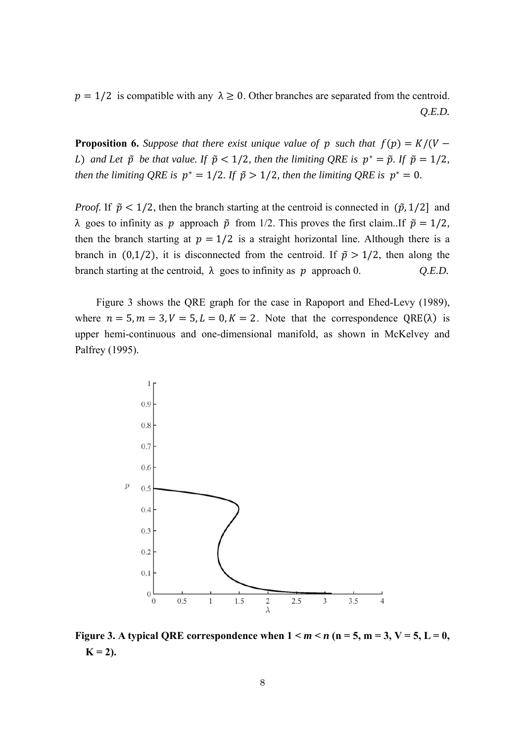$p = 1/2$ is compatible with any $\lambda \geq 0$. Other branches are separated from the centroid. *Q.E.D.*

**Proposition 6.** *Suppose that there exist unique value of $p$ such that $f(p) = K/(V - L)$ and Let $\tilde{p}$ be that value. If $\tilde{p} < 1/2$, then the limiting QRE is $p^* = \tilde{p}$. If $\tilde{p} = 1/2$, then the limiting QRE is $p^* = 1/2$. If $\tilde{p} > 1/2$, then the limiting QRE is $p^* = 0$.*

*Proof.* If $\tilde{p} < 1/2$, then the branch starting at the centroid is connected in $(\tilde{p}, 1/2]$ and $\lambda$ goes to infinity as $p$ approach $\tilde{p}$ from 1/2. This proves the first claim..If $\tilde{p} = 1/2$, then the branch starting at $p = 1/2$ is a straight horizontal line. Although there is a branch in $(0,1/2)$, it is disconnected from the centroid. If $\tilde{p} > 1/2$, then along the branch starting at the centroid, $\lambda$ goes to infinity as $p$ approach 0. *Q.E.D.*

Figure 3 shows the QRE graph for the case in Rapoport and Ehed-Levy (1989), where $n = 5, m = 3, V = 5, L = 0, K = 2$. Note that the correspondence $\text{QRE}(\lambda)$ is upper hemi-continuous and one-dimensional manifold, as shown in McKelvey and Palfrey (1995).

**Figure 3. A typical QRE correspondence when 1 < *m* < *n* (n = 5, m = 3, V = 5, L = 0, K = 2).**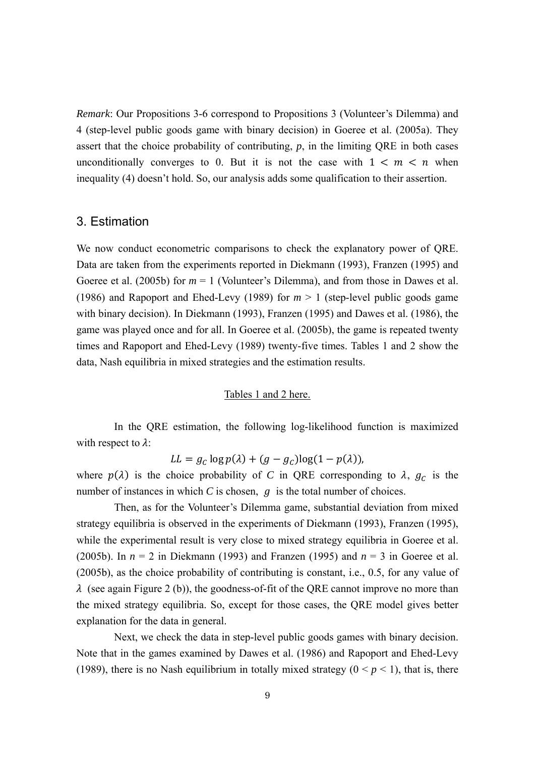*Remark*: Our Propositions 3-6 correspond to Propositions 3 (Volunteer's Dilemma) and 4 (step-level public goods game with binary decision) in Goeree et al. (2005a). They assert that the choice probability of contributing, *p*, in the limiting QRE in both cases unconditionally converges to 0. But it is not the case with $1 < m < n$ when inequality (4) doesn't hold. So, our analysis adds some qualification to their assertion.

## 3. Estimation

We now conduct econometric comparisons to check the explanatory power of QRE. Data are taken from the experiments reported in Diekmann (1993), Franzen (1995) and Goeree et al. (2005b) for $m = 1$ (Volunteer's Dilemma), and from those in Dawes et al. (1986) and Rapoport and Ehed-Levy (1989) for $m > 1$ (step-level public goods game with binary decision). In Diekmann (1993), Franzen (1995) and Dawes et al. (1986), the game was played once and for all. In Goeree et al. (2005b), the game is repeated twenty times and Rapoport and Ehed-Levy (1989) twenty-five times. Tables 1 and 2 show the data, Nash equilibria in mixed strategies and the estimation results.

Tables 1 and 2 here.

In the QRE estimation, the following log-likelihood function is maximized with respect to $\lambda$:

$$LL = g_C \log p(\lambda) + (g - g_C)\log(1 - p(\lambda)),$$

where $p(\lambda)$ is the choice probability of *C* in QRE corresponding to $\lambda$, $g_C$ is the number of instances in which *C* is chosen, $g$ is the total number of choices.

Then, as for the Volunteer's Dilemma game, substantial deviation from mixed strategy equilibria is observed in the experiments of Diekmann (1993), Franzen (1995), while the experimental result is very close to mixed strategy equilibria in Goeree et al. (2005b). In $n = 2$ in Diekmann (1993) and Franzen (1995) and $n = 3$ in Goeree et al. (2005b), as the choice probability of contributing is constant, i.e., 0.5, for any value of $\lambda$ (see again Figure 2 (b)), the goodness-of-fit of the QRE cannot improve no more than the mixed strategy equilibria. So, except for those cases, the QRE model gives better explanation for the data in general.

Next, we check the data in step-level public goods games with binary decision. Note that in the games examined by Dawes et al. (1986) and Rapoport and Ehed-Levy (1989), there is no Nash equilibrium in totally mixed strategy ($0 < p < 1$), that is, there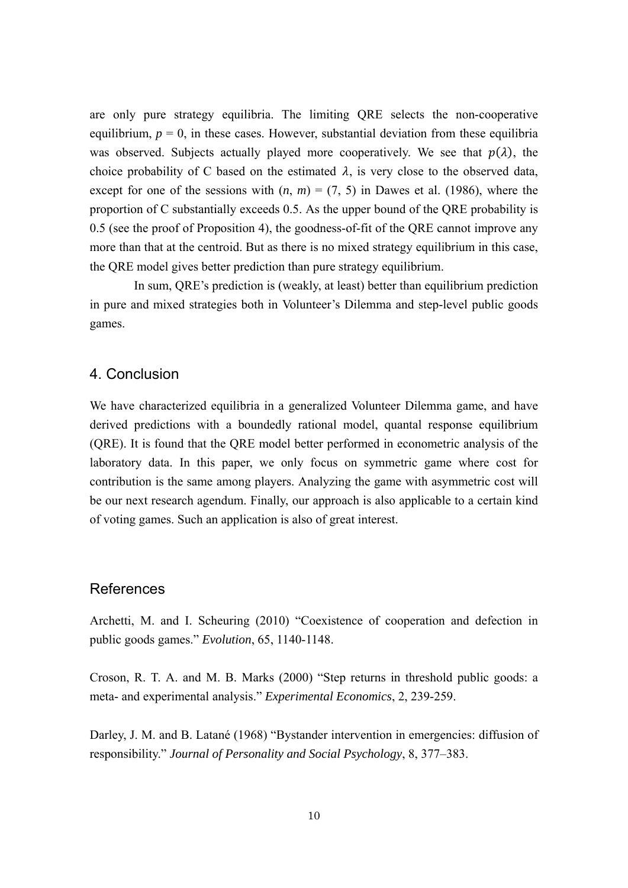are only pure strategy equilibria. The limiting QRE selects the non-cooperative equilibrium, $p = 0$, in these cases. However, substantial deviation from these equilibria was observed. Subjects actually played more cooperatively. We see that $p(\lambda)$, the choice probability of C based on the estimated $\lambda$, is very close to the observed data, except for one of the sessions with $(n, m) = (7, 5)$ in Dawes et al. (1986), where the proportion of C substantially exceeds 0.5. As the upper bound of the QRE probability is 0.5 (see the proof of Proposition 4), the goodness-of-fit of the QRE cannot improve any more than that at the centroid. But as there is no mixed strategy equilibrium in this case, the QRE model gives better prediction than pure strategy equilibrium.

In sum, QRE's prediction is (weakly, at least) better than equilibrium prediction in pure and mixed strategies both in Volunteer's Dilemma and step-level public goods games.

## 4. Conclusion

We have characterized equilibria in a generalized Volunteer Dilemma game, and have derived predictions with a boundedly rational model, quantal response equilibrium (QRE). It is found that the QRE model better performed in econometric analysis of the laboratory data. In this paper, we only focus on symmetric game where cost for contribution is the same among players. Analyzing the game with asymmetric cost will be our next research agendum. Finally, our approach is also applicable to a certain kind of voting games. Such an application is also of great interest.

## References

Archetti, M. and I. Scheuring (2010) "Coexistence of cooperation and defection in public goods games." *Evolution*, 65, 1140-1148.

Croson, R. T. A. and M. B. Marks (2000) "Step returns in threshold public goods: a meta- and experimental analysis." *Experimental Economics*, 2, 239-259.

Darley, J. M. and B. Latané (1968) "Bystander intervention in emergencies: diffusion of responsibility." *Journal of Personality and Social Psychology*, 8, 377–383.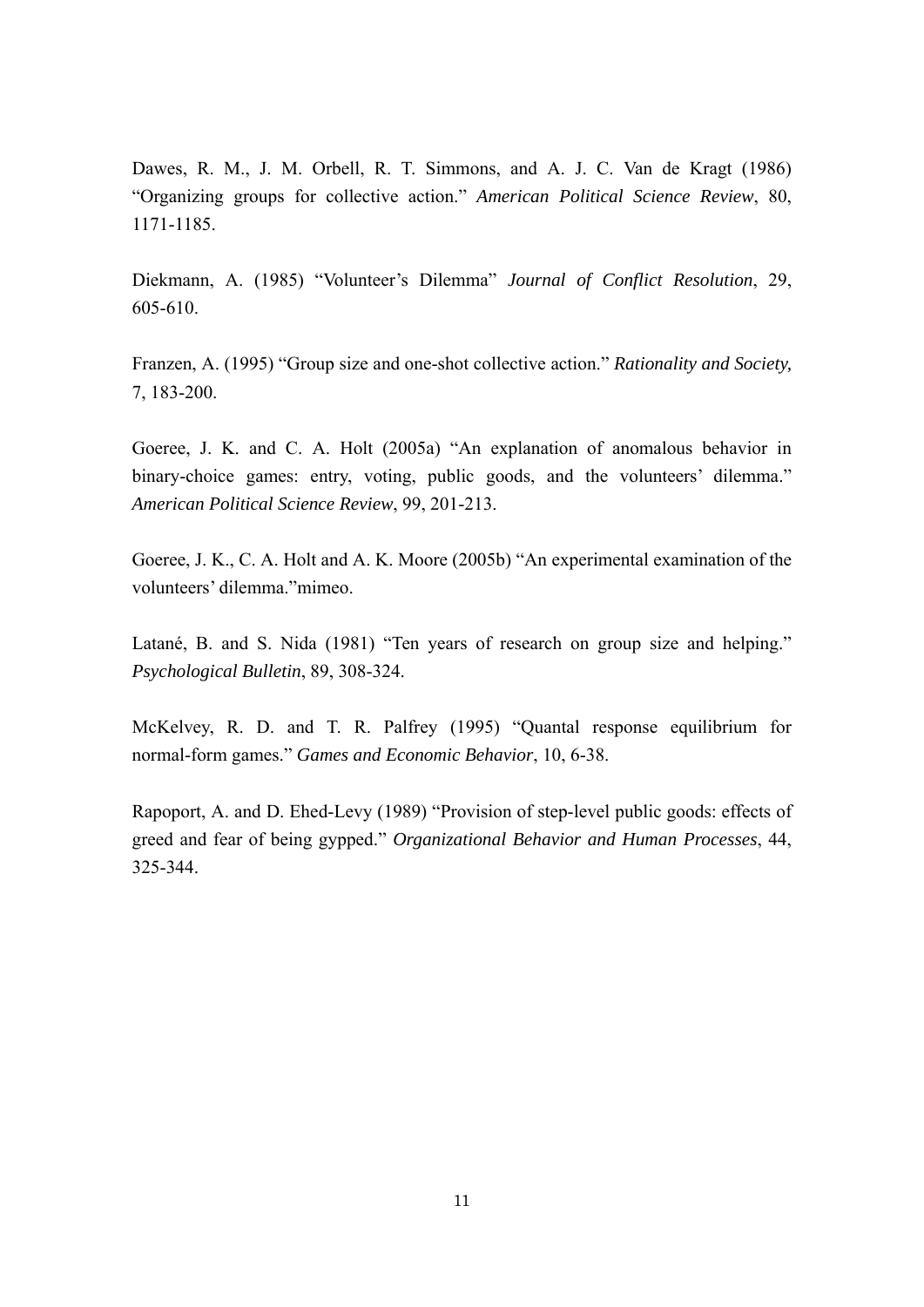Dawes, R. M., J. M. Orbell, R. T. Simmons, and A. J. C. Van de Kragt (1986) "Organizing groups for collective action." *American Political Science Review*, 80, 1171-1185.

Diekmann, A. (1985) "Volunteer's Dilemma" *Journal of Conflict Resolution*, 29, 605-610.

Franzen, A. (1995) "Group size and one-shot collective action." *Rationality and Society,* 7, 183-200.

Goeree, J. K. and C. A. Holt (2005a) "An explanation of anomalous behavior in binary-choice games: entry, voting, public goods, and the volunteers' dilemma." *American Political Science Review*, 99, 201-213.

Goeree, J. K., C. A. Holt and A. K. Moore (2005b) "An experimental examination of the volunteers' dilemma."mimeo.

Latané, B. and S. Nida (1981) "Ten years of research on group size and helping." *Psychological Bulletin*, 89, 308-324.

McKelvey, R. D. and T. R. Palfrey (1995) "Quantal response equilibrium for normal-form games." *Games and Economic Behavior*, 10, 6-38.

Rapoport, A. and D. Ehed-Levy (1989) "Provision of step-level public goods: effects of greed and fear of being gypped." *Organizational Behavior and Human Processes*, 44, 325-344.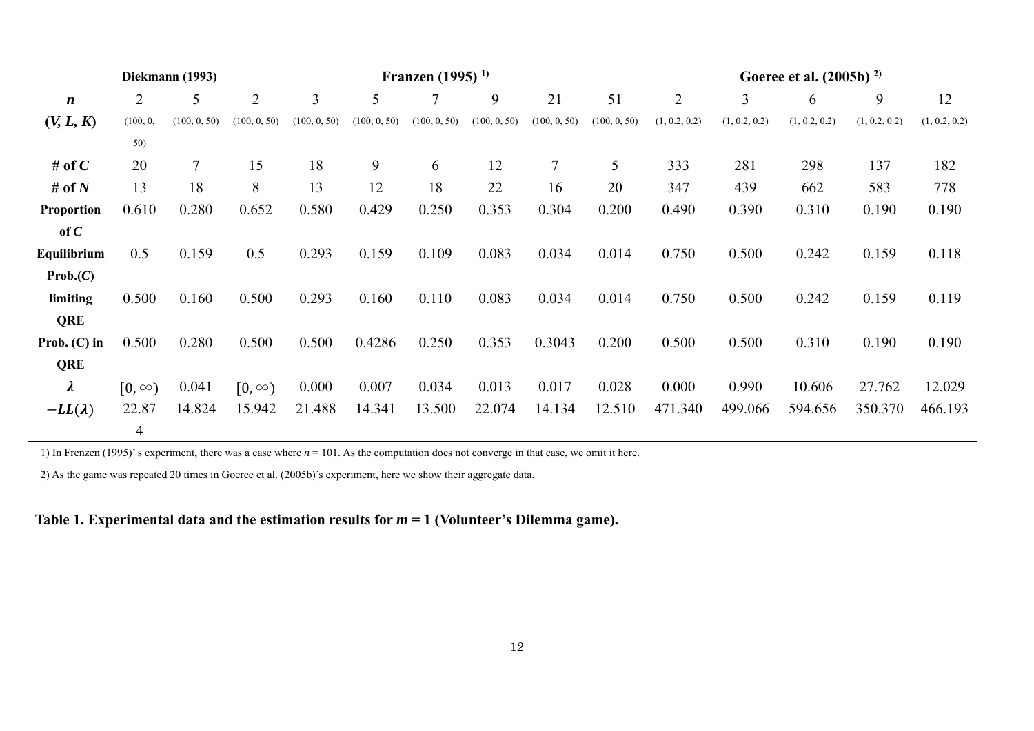| | Diekmann (1993) | | Franzen (1995) [1)] | | | | | | | Goeree et al. (2005b) [2)] | | | | |
|---|---|---|---|---|---|---|---|---|---|---|---|---|---|---|
| $n$ | 2 | 5 | 2 | 3 | 5 | 7 | 9 | 21 | 51 | 2 | 3 | 6 | 9 | 12 |
| $(V, L, K)$ | (100, 0, 50) | (100, 0, 50) | (100, 0, 50) | (100, 0, 50) | (100, 0, 50) | (100, 0, 50) | (100, 0, 50) | (100, 0, 50) | (100, 0, 50) | (1, 0.2, 0.2) | (1, 0.2, 0.2) | (1, 0.2, 0.2) | (1, 0.2, 0.2) | (1, 0.2, 0.2) |
| # of $C$ | 20 | 7 | 15 | 18 | 9 | 6 | 12 | 7 | 5 | 333 | 281 | 298 | 137 | 182 |
| # of $N$ | 13 | 18 | 8 | 13 | 12 | 18 | 22 | 16 | 20 | 347 | 439 | 662 | 583 | 778 |
| Proportion of $C$ | 0.610 | 0.280 | 0.652 | 0.580 | 0.429 | 0.250 | 0.353 | 0.304 | 0.200 | 0.490 | 0.390 | 0.310 | 0.190 | 0.190 |
| Equilibrium Prob.($C$) | 0.5 | 0.159 | 0.5 | 0.293 | 0.159 | 0.109 | 0.083 | 0.034 | 0.014 | 0.750 | 0.500 | 0.242 | 0.159 | 0.118 |
| limiting QRE | 0.500 | 0.160 | 0.500 | 0.293 | 0.160 | 0.110 | 0.083 | 0.034 | 0.014 | 0.750 | 0.500 | 0.242 | 0.159 | 0.119 |
| Prob. (C) in QRE | 0.500 | 0.280 | 0.500 | 0.500 | 0.4286 | 0.250 | 0.353 | 0.3043 | 0.200 | 0.500 | 0.500 | 0.310 | 0.190 | 0.190 |
| $\lambda$ | $[0, \infty)$ | 0.041 | $[0, \infty)$ | 0.000 | 0.007 | 0.034 | 0.013 | 0.017 | 0.028 | 0.000 | 0.990 | 10.606 | 27.762 | 12.029 |
| $-LL(\lambda)$ | 22.874 | 14.824 | 15.942 | 21.488 | 14.341 | 13.500 | 22.074 | 14.134 | 12.510 | 471.340 | 499.066 | 594.656 | 350.370 | 466.193 |

1) In Frenzen (1995)' s experiment, there was a case where $n$ = 101. As the computation does not converge in that case, we omit it here.

2) As the game was repeated 20 times in Goeree et al. (2005b)'s experiment, here we show their aggregate data.

**Table 1. Experimental data and the estimation results for $m = 1$ (Volunteer's Dilemma game).**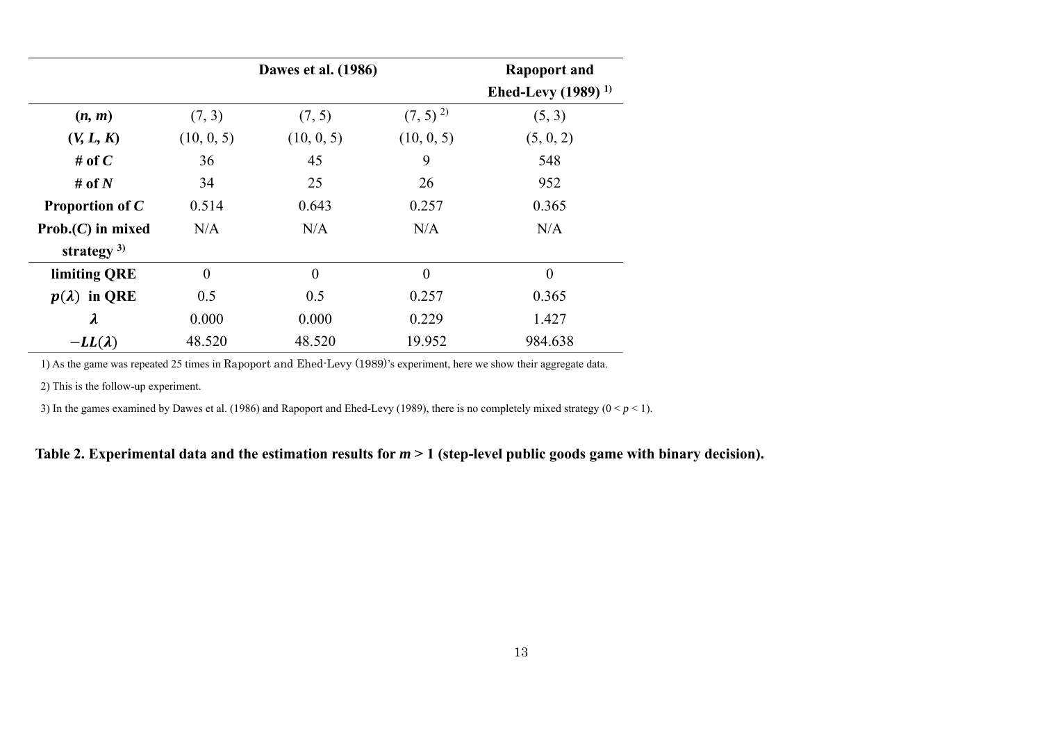| | Dawes et al. (1986) | | | Rapoport and Ehed-Levy (1989) [1)] |
|---|---|---|---|---|
| **($n$, $m$)** | (7, 3) | (7, 5) | (7, 5) [2)] | (5, 3) |
| **($V$, $L$, $K$)** | (10, 0, 5) | (10, 0, 5) | (10, 0, 5) | (5, 0, 2) |
| **# of $C$** | 36 | 45 | 9 | 548 |
| **# of $N$** | 34 | 25 | 26 | 952 |
| **Proportion of $C$** | 0.514 | 0.643 | 0.257 | 0.365 |
| **Prob.($C$) in mixed strategy** [3)] | N/A | N/A | N/A | N/A |
| **limiting QRE** | 0 | 0 | 0 | 0 |
| $\boldsymbol{p(\lambda)}$ **in QRE** | 0.5 | 0.5 | 0.257 | 0.365 |
| $\boldsymbol{\lambda}$ | 0.000 | 0.000 | 0.229 | 1.427 |
| $\boldsymbol{-LL(\lambda)}$ | 48.520 | 48.520 | 19.952 | 984.638 |

1) As the game was repeated 25 times in Rapoport and Ehed-Levy (1989)'s experiment, here we show their aggregate data.

2) This is the follow-up experiment.

3) In the games examined by Dawes et al. (1986) and Rapoport and Ehed-Levy (1989), there is no completely mixed strategy ($0 < p < 1$).

**Table 2. Experimental data and the estimation results for $m > 1$ (step-level public goods game with binary decision).**